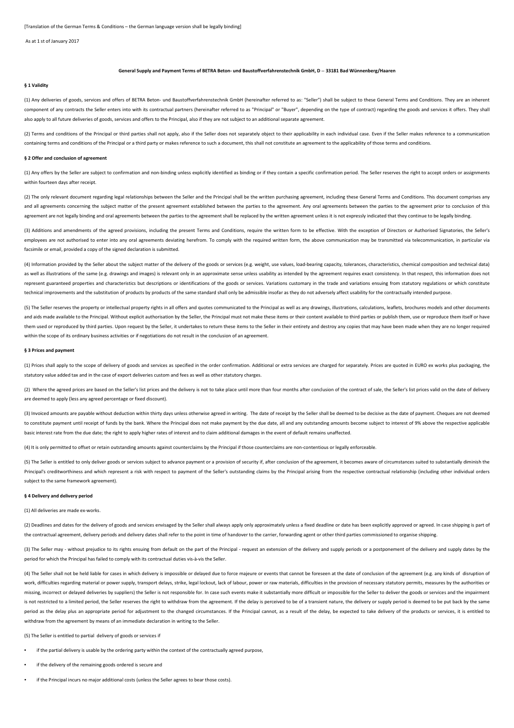[Translation of the German Terms & Conditions – the German language version shall be legally binding]

As at 1 st of January 2017

**General Supply and Payment Terms of BETRA Beton- und Baustoffverfahrenstechnik GmbH, D – 33181 Bad Wünnenberg/Haaren**

**§ 1 Validity**

(1) Any deliveries of goods, services and offers of BETRA Beton- und Baustoffverfahrenstechnik GmbH (hereinafter referred to as: "Seller") shall be subject to these General Terms and Conditions. They are an inherent component of any contracts the Seller enters into with its contractual partners (hereinafter referred to as "Principal" or "Buyer", depending on the type of contract) regarding the goods and services it offers. They shall also apply to all future deliveries of goods, services and offers to the Principal, also if they are not subject to an additional separate agreement.

(2) Terms and conditions of the Principal or third parties shall not apply, also if the Seller does not separately object to their applicability in each individual case. Even if the Seller makes reference to a communication containing terms and conditions of the Principal or a third party or makes reference to such a document, this shall not constitute an agreement to the applicability of those terms and conditions.

**§ 2 Offer and conclusion of agreement**

(1) Any offers by the Seller are subject to confirmation and non-binding unless explicitly identified as binding or if they contain a specific confirmation period. The Seller reserves the right to accept orders or assignments within fourteen days after receipt.

(2) The only relevant document regarding legal relationships between the Seller and the Principal shall be the written purchasing agreement, including these General Terms and Conditions. This document comprises any and all agreements concerning the subject matter of the present agreement established between the parties to the agreement. Any oral agreements between the parties to the agreement prior to conclusion of this agreement are not legally binding and oral agreements between the parties to the agreement shall be replaced by the written agreement unless it is not expressly indicated that they continue to be legally binding.

(3) Additions and amendments of the agreed provisions, including the present Terms and Conditions, require the written form to be effective. With the exception of Directors or Authorised Signatories, the Seller's employees are not authorised to enter into any oral agreements deviating herefrom. To comply with the required written form, the above communication may be transmitted via telecommunication, in particular via facsimile or email, provided a copy of the signed declaration is submitted.

(4) Information provided by the Seller about the subject matter of the delivery of the goods or services (e.g. weight, use values, load-bearing capacity, tolerances, characteristics, chemical composition and technical data) as well as illustrations of the same (e.g. drawings and images) is relevant only in an approximate sense unless usability as intended by the agreement requires exact consistency. In that respect, this information does not represent guaranteed properties and characteristics but descriptions or identifications of the goods or services. Variations customary in the trade and variations ensuing from statutory regulations or which constitute technical improvements and the substitution of products by products of the same standard shall only be admissible insofar as they do not adversely affect usability for the contractually intended purpose.

(5) The Seller reserves the property or intellectual property rights in all offers and quotes communicated to the Principal as well as any drawings, illustrations, calculations, leaflets, brochures models and other documents and aids made available to the Principal. Without explicit authorisation by the Seller, the Principal must not make these items or their content available to third parties or publish them, use or reproduce them itself or have them used or reproduced by third parties. Upon request by the Seller, it undertakes to return these items to the Seller in their entirety and destroy any copies that may have been made when they are no longer required within the scope of its ordinary business activities or if negotiations do not result in the conclusion of an agreement.

**§ 3 Prices and payment**

(1) Prices shall apply to the scope of delivery of goods and services as specified in the order confirmation. Additional or extra services are charged for separately. Prices are quoted in EURO ex works plus packaging, the statutory value added tax and in the case of export deliveries custom and fees as well as other statutory charges.

(2) Where the agreed prices are based on the Seller's list prices and the delivery is not to take place until more than four months after conclusion of the contract of sale, the Seller's list prices valid on the date of delivery are deemed to apply (less any agreed percentage or fixed discount).

(3) Invoiced amounts are payable without deduction within thirty days unless otherwise agreed in writing. The date of receipt by the Seller shall be deemed to be decisive as the date of payment. Cheques are not deemed to constitute payment until receipt of funds by the bank. Where the Principal does not make payment by the due date, all and any outstanding amounts become subject to interest of 9% above the respective applicable basic interest rate from the due date; the right to apply higher rates of interest and to claim additional damages in the event of default remains unaffected.

(4) It is only permitted to offset or retain outstanding amounts against counterclaims by the Principal if those counterclaims are non-contentious or legally enforceable.

(5) The Seller is entitled to only deliver goods or services subject to advance payment or a provision of security if, after conclusion of the agreement, it becomes aware of circumstances suited to substantially diminish the Principal's creditworthiness and which represent a risk with respect to payment of the Seller's outstanding claims by the Principal arising from the respective contractual relationship (including other individual orders subject to the same framework agreement).

**§ 4 Delivery and delivery period**

(1) All deliveries are made ex-works.

(2) Deadlines and dates for the delivery of goods and services envisaged by the Seller shall always apply only approximately unless a fixed deadline or date has been explicitly approved or agreed. In case shipping is part of the contractual agreement, delivery periods and delivery dates shall refer to the point in time of handover to the carrier, forwarding agent or other third parties commissioned to organise shipping.

(3) The Seller may - without prejudice to its rights ensuing from default on the part of the Principal - request an extension of the delivery and supply periods or a postponement of the delivery and supply dates by the period for which the Principal has failed to comply with its contractual duties vis-à-vis the Seller.

(4) The Seller shall not be held liable for cases in which delivery is impossible or delayed due to force majeure or events that cannot be foreseen at the date of conclusion of the agreement (e.g. any kinds of disruption of work, difficulties regarding material or power supply, transport delays, strike, legal lockout, lack of labour, power or raw materials, difficulties in the provision of necessary statutory permits, measures by the authorities or missing, incorrect or delayed deliveries by suppliers) the Seller is not responsible for. In case such events make it substantially more difficult or impossible for the Seller to deliver the goods or services and the impairment is not restricted to a limited period, the Seller reserves the right to withdraw from the agreement. If the delay is perceived to be of a transient nature, the delivery or supply period is deemed to be put back by the same period as the delay plus an appropriate period for adjustment to the changed circumstances. If the Principal cannot, as a result of the delay, be expected to take delivery of the products or services, it is entitled to withdraw from the agreement by means of an immediate declaration in writing to the Seller.

(5) The Seller is entitled to partial delivery of goods or services if

- if the partial delivery is usable by the ordering party within the context of the contractually agreed purpose,
- if the delivery of the remaining goods ordered is secure and
- if the Principal incurs no major additional costs (unless the Seller agrees to bear those costs).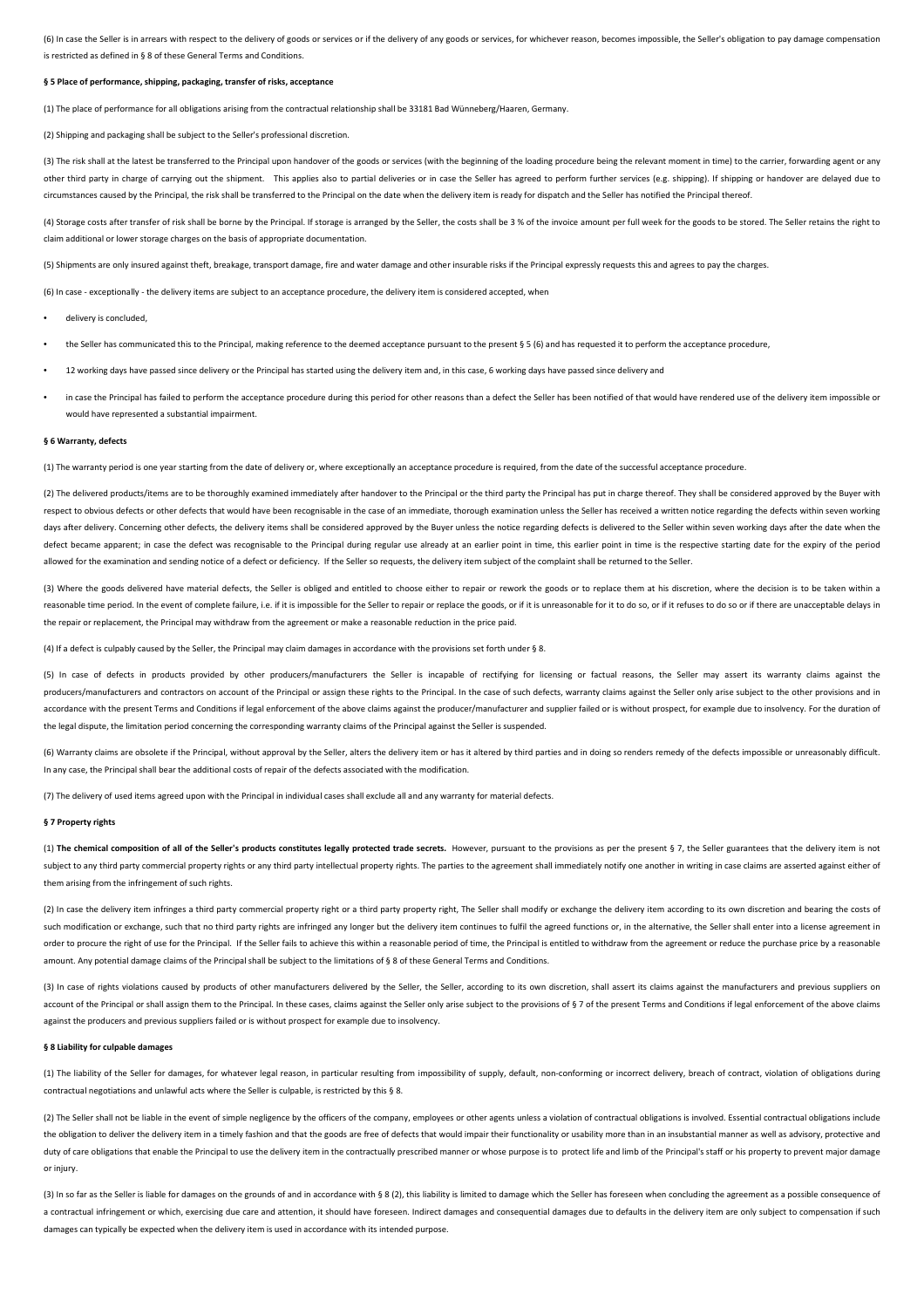(6) In case the Seller is in arrears with respect to the delivery of goods or services or if the delivery of any goods or services, for whichever reason, becomes impossible, the Seller's obligation to pay damage compensation is restricted as defined in § 8 of these General Terms and Conditions.

**§ 5 Place of performance, shipping, packaging, transfer of risks, acceptance**

(1) The place of performance for all obligations arising from the contractual relationship shall be 33181 Bad Wünneberg/Haaren, Germany.

(2) Shipping and packaging shall be subject to the Seller's professional discretion.

(3) The risk shall at the latest be transferred to the Principal upon handover of the goods or services (with the beginning of the loading procedure being the relevant moment in time) to the carrier, forwarding agent or any other third party in charge of carrying out the shipment. This applies also to partial deliveries or in case the Seller has agreed to perform further services (e.g. shipping). If shipping or handover are delayed due to circumstances caused by the Principal, the risk shall be transferred to the Principal on the date when the delivery item is ready for dispatch and the Seller has notified the Principal thereof.

(4) Storage costs after transfer of risk shall be borne by the Principal. If storage is arranged by the Seller, the costs shall be 3 % of the invoice amount per full week for the goods to be stored. The Seller retains the right to claim additional or lower storage charges on the basis of appropriate documentation.

(5) Shipments are only insured against theft, breakage, transport damage, fire and water damage and other insurable risks if the Principal expressly requests this and agrees to pay the charges.

(6) In case - exceptionally - the delivery items are subject to an acceptance procedure, the delivery item is considered accepted, when

- delivery is concluded,
- the Seller has communicated this to the Principal, making reference to the deemed acceptance pursuant to the present § 5 (6) and has requested it to perform the acceptance procedure,
- 12 working days have passed since delivery or the Principal has started using the delivery item and, in this case, 6 working days have passed since delivery and
- in case the Principal has failed to perform the acceptance procedure during this period for other reasons than a defect the Seller has been notified of that would have rendered use of the delivery item impossible or would have represented a substantial impairment.

**§ 6 Warranty, defects**

(1) The warranty period is one year starting from the date of delivery or, where exceptionally an acceptance procedure is required, from the date of the successful acceptance procedure.

(2) The delivered products/items are to be thoroughly examined immediately after handover to the Principal or the third party the Principal has put in charge thereof. They shall be considered approved by the Buyer with respect to obvious defects or other defects that would have been recognisable in the case of an immediate, thorough examination unless the Seller has received a written notice regarding the defects within seven working days after delivery. Concerning other defects, the delivery items shall be considered approved by the Buyer unless the notice regarding defects is delivered to the Seller within seven working days after the date when the defect became apparent; in case the defect was recognisable to the Principal during regular use already at an earlier point in time, this earlier point in time is the respective starting date for the expiry of the period allowed for the examination and sending notice of a defect or deficiency. If the Seller so requests, the delivery item subject of the complaint shall be returned to the Seller.

(3) Where the goods delivered have material defects, the Seller is obliged and entitled to choose either to repair or rework the goods or to replace them at his discretion, where the decision is to be taken within a reasonable time period. In the event of complete failure, i.e. if it is impossible for the Seller to repair or replace the goods, or if it is unreasonable for it to do so, or if it refuses to do so or if there are unacceptable delays in the repair or replacement, the Principal may withdraw from the agreement or make a reasonable reduction in the price paid.

(4) If a defect is culpably caused by the Seller, the Principal may claim damages in accordance with the provisions set forth under § 8.

(5) In case of defects in products provided by other producers/manufacturers the Seller is incapable of rectifying for licensing or factual reasons, the Seller may assert its warranty claims against the producers/manufacturers and contractors on account of the Principal or assign these rights to the Principal. In the case of such defects, warranty claims against the Seller only arise subject to the other provisions and in accordance with the present Terms and Conditions if legal enforcement of the above claims against the producer/manufacturer and supplier failed or is without prospect, for example due to insolvency. For the duration of the legal dispute, the limitation period concerning the corresponding warranty claims of the Principal against the Seller is suspended.

(6) Warranty claims are obsolete if the Principal, without approval by the Seller, alters the delivery item or has it altered by third parties and in doing so renders remedy of the defects impossible or unreasonably difficult. In any case, the Principal shall bear the additional costs of repair of the defects associated with the modification.

(7) The delivery of used items agreed upon with the Principal in individual cases shall exclude all and any warranty for material defects.

**§ 7 Property rights**

(1) **The chemical composition of all of the Seller's products constitutes legally protected trade secrets.** However, pursuant to the provisions as per the present § 7, the Seller guarantees that the delivery item is not subject to any third party commercial property rights or any third party intellectual property rights. The parties to the agreement shall immediately notify one another in writing in case claims are asserted against either of them arising from the infringement of such rights.

(2) In case the delivery item infringes a third party commercial property right or a third party property right, The Seller shall modify or exchange the delivery item according to its own discretion and bearing the costs of such modification or exchange, such that no third party rights are infringed any longer but the delivery item continues to fulfil the agreed functions or, in the alternative, the Seller shall enter into a license agreement in order to procure the right of use for the Principal. If the Seller fails to achieve this within a reasonable period of time, the Principal is entitled to withdraw from the agreement or reduce the purchase price by a reasonable amount. Any potential damage claims of the Principal shall be subject to the limitations of § 8 of these General Terms and Conditions.

(3) In case of rights violations caused by products of other manufacturers delivered by the Seller, the Seller, according to its own discretion, shall assert its claims against the manufacturers and previous suppliers on account of the Principal or shall assign them to the Principal. In these cases, claims against the Seller only arise subject to the provisions of § 7 of the present Terms and Conditions if legal enforcement of the above claims against the producers and previous suppliers failed or is without prospect for example due to insolvency.

**§ 8 Liability for culpable damages**

(1) The liability of the Seller for damages, for whatever legal reason, in particular resulting from impossibility of supply, default, non-conforming or incorrect delivery, breach of contract, violation of obligations during contractual negotiations and unlawful acts where the Seller is culpable, is restricted by this § 8.

(2) The Seller shall not be liable in the event of simple negligence by the officers of the company, employees or other agents unless a violation of contractual obligations is involved. Essential contractual obligations include the obligation to deliver the delivery item in a timely fashion and that the goods are free of defects that would impair their functionality or usability more than in an insubstantial manner as well as advisory, protective and duty of care obligations that enable the Principal to use the delivery item in the contractually prescribed manner or whose purpose is to protect life and limb of the Principal's staff or his property to prevent major damage or injury.

(3) In so far as the Seller is liable for damages on the grounds of and in accordance with § 8 (2), this liability is limited to damage which the Seller has foreseen when concluding the agreement as a possible consequence of a contractual infringement or which, exercising due care and attention, it should have foreseen. Indirect damages and consequential damages due to defaults in the delivery item are only subject to compensation if such damages can typically be expected when the delivery item is used in accordance with its intended purpose.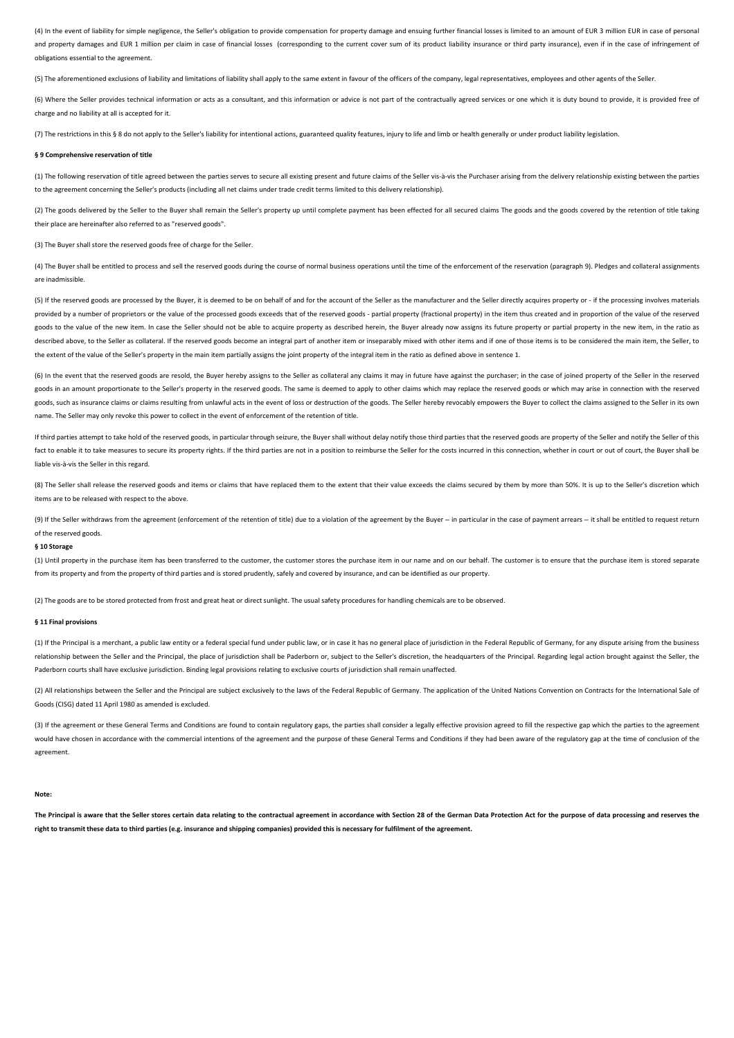(4) In the event of liability for simple negligence, the Seller's obligation to provide compensation for property damage and ensuing further financial losses is limited to an amount of EUR 3 million EUR in case of personal and property damages and EUR 1 million per claim in case of financial losses (corresponding to the current cover sum of its product liability insurance or third party insurance), even if in the case of infringement of obligations essential to the agreement.

(5) The aforementioned exclusions of liability and limitations of liability shall apply to the same extent in favour of the officers of the company, legal representatives, employees and other agents of the Seller.

(6) Where the Seller provides technical information or acts as a consultant, and this information or advice is not part of the contractually agreed services or one which it is duty bound to provide, it is provided free of charge and no liability at all is accepted for it.

(7) The restrictions in this § 8 do not apply to the Seller's liability for intentional actions, guaranteed quality features, injury to life and limb or health generally or under product liability legislation.

**§ 9 Comprehensive reservation of title**

(1) The following reservation of title agreed between the parties serves to secure all existing present and future claims of the Seller vis-à-vis the Purchaser arising from the delivery relationship existing between the parties to the agreement concerning the Seller's products (including all net claims under trade credit terms limited to this delivery relationship).

(2) The goods delivered by the Seller to the Buyer shall remain the Seller's property up until complete payment has been effected for all secured claims The goods and the goods covered by the retention of title taking their place are hereinafter also referred to as "reserved goods".

(3) The Buyer shall store the reserved goods free of charge for the Seller.

(4) The Buyer shall be entitled to process and sell the reserved goods during the course of normal business operations until the time of the enforcement of the reservation (paragraph 9). Pledges and collateral assignments are inadmissible.

(5) If the reserved goods are processed by the Buyer, it is deemed to be on behalf of and for the account of the Seller as the manufacturer and the Seller directly acquires property or - if the processing involves materials provided by a number of proprietors or the value of the processed goods exceeds that of the reserved goods - partial property (fractional property) in the item thus created and in proportion of the value of the reserved goods to the value of the new item. In case the Seller should not be able to acquire property as described herein, the Buyer already now assigns its future property or partial property in the new item, in the ratio as described above, to the Seller as collateral. If the reserved goods become an integral part of another item or inseparably mixed with other items and if one of those items is to be considered the main item, the Seller, to the extent of the value of the Seller's property in the main item partially assigns the joint property of the integral item in the ratio as defined above in sentence 1.

(6) In the event that the reserved goods are resold, the Buyer hereby assigns to the Seller as collateral any claims it may in future have against the purchaser; in the case of joined property of the Seller in the reserved goods in an amount proportionate to the Seller's property in the reserved goods. The same is deemed to apply to other claims which may replace the reserved goods or which may arise in connection with the reserved goods, such as insurance claims or claims resulting from unlawful acts in the event of loss or destruction of the goods. The Seller hereby revocably empowers the Buyer to collect the claims assigned to the Seller in its own name. The Seller may only revoke this power to collect in the event of enforcement of the retention of title.

If third parties attempt to take hold of the reserved goods, in particular through seizure, the Buyer shall without delay notify those third parties that the reserved goods are property of the Seller and notify the Seller of this fact to enable it to take measures to secure its property rights. If the third parties are not in a position to reimburse the Seller for the costs incurred in this connection, whether in court or out of court, the Buyer shall be liable vis-à-vis the Seller in this regard.

(8) The Seller shall release the reserved goods and items or claims that have replaced them to the extent that their value exceeds the claims secured by them by more than 50%. It is up to the Seller's discretion which items are to be released with respect to the above.

(9) If the Seller withdraws from the agreement (enforcement of the retention of title) due to a violation of the agreement by the Buyer – in particular in the case of payment arrears – it shall be entitled to request return of the reserved goods.

**§ 10 Storage**

(1) Until property in the purchase item has been transferred to the customer, the customer stores the purchase item in our name and on our behalf. The customer is to ensure that the purchase item is stored separate from its property and from the property of third parties and is stored prudently, safely and covered by insurance, and can be identified as our property.

(2) The goods are to be stored protected from frost and great heat or direct sunlight. The usual safety procedures for handling chemicals are to be observed.

**§ 11 Final provisions**

(1) If the Principal is a merchant, a public law entity or a federal special fund under public law, or in case it has no general place of jurisdiction in the Federal Republic of Germany, for any dispute arising from the business relationship between the Seller and the Principal, the place of jurisdiction shall be Paderborn or, subject to the Seller's discretion, the headquarters of the Principal. Regarding legal action brought against the Seller, the Paderborn courts shall have exclusive jurisdiction. Binding legal provisions relating to exclusive courts of jurisdiction shall remain unaffected.

(2) All relationships between the Seller and the Principal are subject exclusively to the laws of the Federal Republic of Germany. The application of the United Nations Convention on Contracts for the International Sale of Goods (CISG) dated 11 April 1980 as amended is excluded.

(3) If the agreement or these General Terms and Conditions are found to contain regulatory gaps, the parties shall consider a legally effective provision agreed to fill the respective gap which the parties to the agreement would have chosen in accordance with the commercial intentions of the agreement and the purpose of these General Terms and Conditions if they had been aware of the regulatory gap at the time of conclusion of the agreement.

**Note:**

**The Principal is aware that the Seller stores certain data relating to the contractual agreement in accordance with Section 28 of the German Data Protection Act for the purpose of data processing and reserves the right to transmit these data to third parties (e.g. insurance and shipping companies) provided this is necessary for fulfilment of the agreement.**